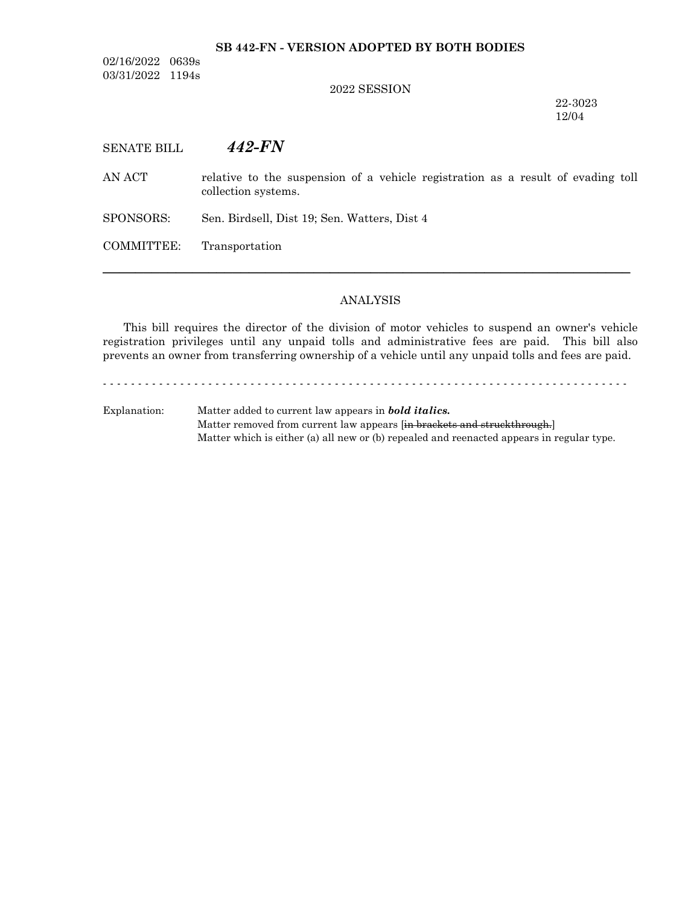**SB 442-FN - VERSION ADOPTED BY BOTH BODIES**

02/16/2022 0639s
03/31/2022 1194s

2022 SESSION

22-3023
12/04

SENATE BILL ***442-FN***

AN ACT relative to the suspension of a vehicle registration as a result of evading toll collection systems.

SPONSORS: Sen. Birdsell, Dist 19; Sen. Watters, Dist 4

COMMITTEE: Transportation

---

ANALYSIS

This bill requires the director of the division of motor vehicles to suspend an owner's vehicle registration privileges until any unpaid tolls and administrative fees are paid. This bill also prevents an owner from transferring ownership of a vehicle until any unpaid tolls and fees are paid.

- - - - - - - - - - - - - - - - - - - - - - - - - - - - - - - - - - - - - - - - - - - - - - - - - - - - - - - - - - - - - - - - - - - - - - - - - - - -

Explanation: Matter added to current law appears in ***bold italics.***
Matter removed from current law appears [~~in brackets and struckthrough.~~]
Matter which is either (a) all new or (b) repealed and reenacted appears in regular type.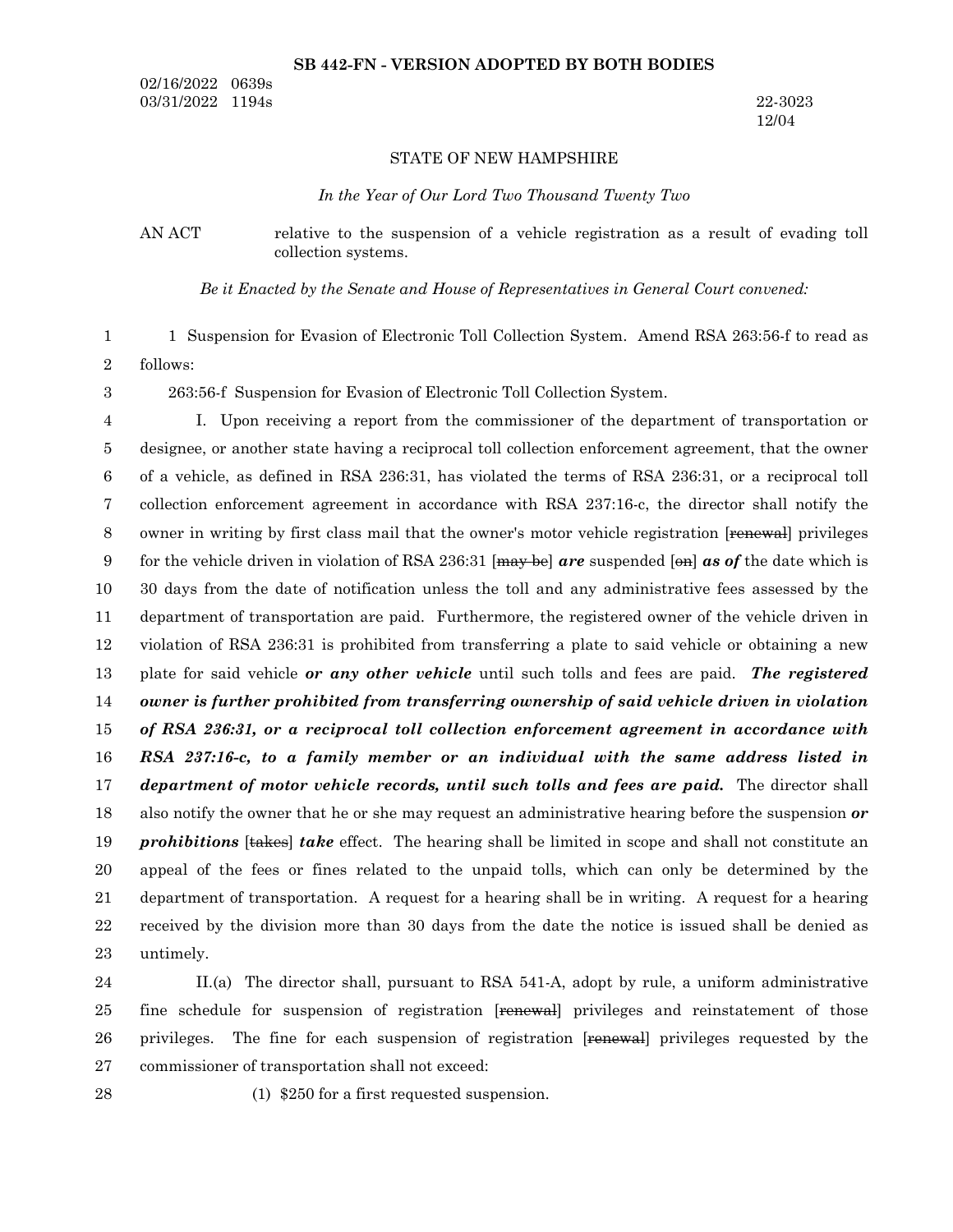**SB 442-FN - VERSION ADOPTED BY BOTH BODIES**

02/16/2022 0639s
03/31/2022 1194s

22-3023
12/04

STATE OF NEW HAMPSHIRE

*In the Year of Our Lord Two Thousand Twenty Two*

AN ACT relative to the suspension of a vehicle registration as a result of evading toll collection systems.

*Be it Enacted by the Senate and House of Representatives in General Court convened:*

1 Suspension for Evasion of Electronic Toll Collection System. Amend RSA 263:56-f to read as follows:

263:56-f Suspension for Evasion of Electronic Toll Collection System.

I. Upon receiving a report from the commissioner of the department of transportation or designee, or another state having a reciprocal toll collection enforcement agreement, that the owner of a vehicle, as defined in RSA 236:31, has violated the terms of RSA 236:31, or a reciprocal toll collection enforcement agreement in accordance with RSA 237:16-c, the director shall notify the owner in writing by first class mail that the owner's motor vehicle registration [~~renewal~~] privileges for the vehicle driven in violation of RSA 236:31 [~~may be~~] ***are*** suspended [~~on~~] ***as of*** the date which is 30 days from the date of notification unless the toll and any administrative fees assessed by the department of transportation are paid. Furthermore, the registered owner of the vehicle driven in violation of RSA 236:31 is prohibited from transferring a plate to said vehicle or obtaining a new plate for said vehicle ***or any other vehicle*** until such tolls and fees are paid. ***The registered owner is further prohibited from transferring ownership of said vehicle driven in violation of RSA 236:31, or a reciprocal toll collection enforcement agreement in accordance with RSA 237:16-c, to a family member or an individual with the same address listed in department of motor vehicle records, until such tolls and fees are paid.*** The director shall also notify the owner that he or she may request an administrative hearing before the suspension ***or prohibitions*** [~~takes~~] ***take*** effect. The hearing shall be limited in scope and shall not constitute an appeal of the fees or fines related to the unpaid tolls, which can only be determined by the department of transportation. A request for a hearing shall be in writing. A request for a hearing received by the division more than 30 days from the date the notice is issued shall be denied as untimely.

II.(a) The director shall, pursuant to RSA 541-A, adopt by rule, a uniform administrative fine schedule for suspension of registration [~~renewal~~] privileges and reinstatement of those privileges. The fine for each suspension of registration [~~renewal~~] privileges requested by the commissioner of transportation shall not exceed:

(1) $250 for a first requested suspension.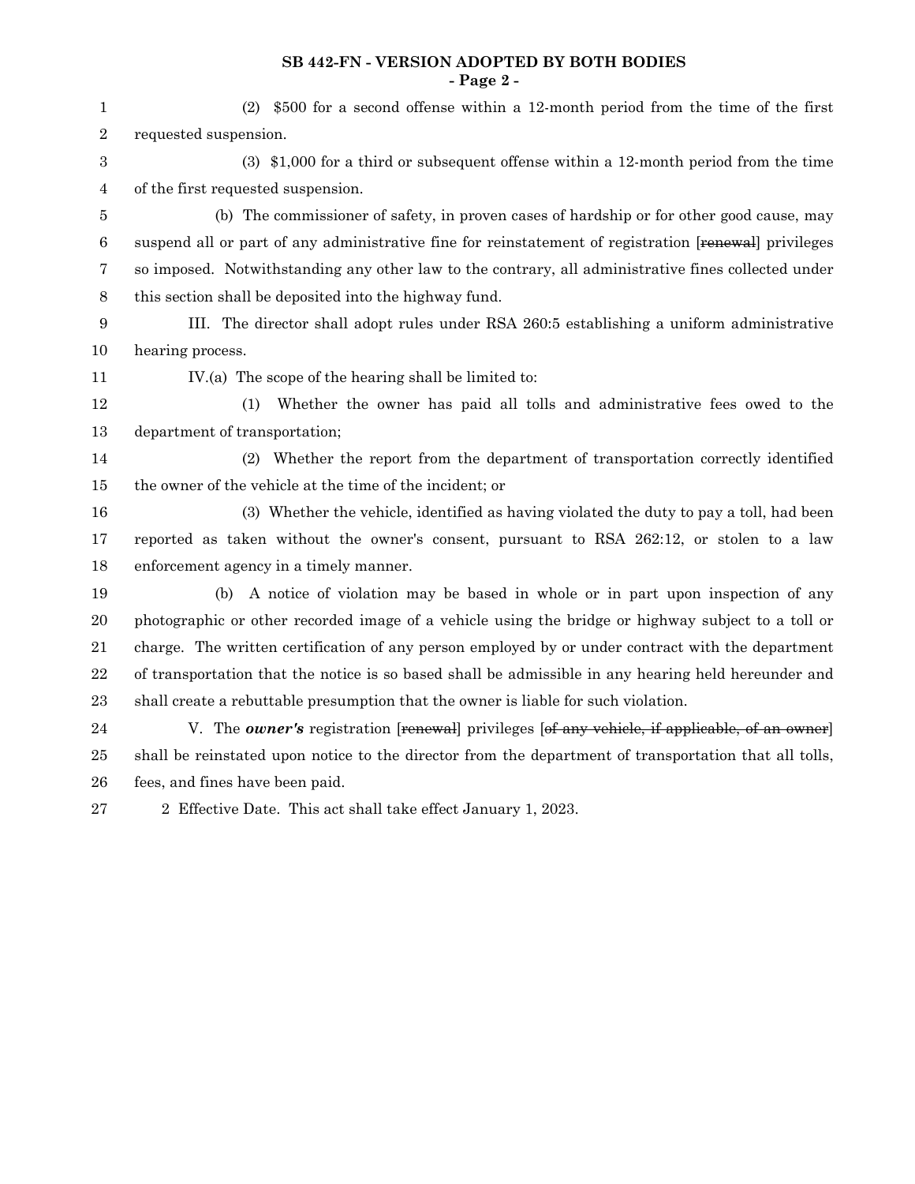(2) $500 for a second offense within a 12-month period from the time of the first requested suspension.

(3) $1,000 for a third or subsequent offense within a 12-month period from the time of the first requested suspension.

(b) The commissioner of safety, in proven cases of hardship or for other good cause, may suspend all or part of any administrative fine for reinstatement of registration [~~renewal~~] privileges so imposed. Notwithstanding any other law to the contrary, all administrative fines collected under this section shall be deposited into the highway fund.

III. The director shall adopt rules under RSA 260:5 establishing a uniform administrative hearing process.

IV.(a) The scope of the hearing shall be limited to:

(1) Whether the owner has paid all tolls and administrative fees owed to the department of transportation;

(2) Whether the report from the department of transportation correctly identified the owner of the vehicle at the time of the incident; or

(3) Whether the vehicle, identified as having violated the duty to pay a toll, had been reported as taken without the owner's consent, pursuant to RSA 262:12, or stolen to a law enforcement agency in a timely manner.

(b) A notice of violation may be based in whole or in part upon inspection of any photographic or other recorded image of a vehicle using the bridge or highway subject to a toll or charge. The written certification of any person employed by or under contract with the department of transportation that the notice is so based shall be admissible in any hearing held hereunder and shall create a rebuttable presumption that the owner is liable for such violation.

V. The ***owner's*** registration [~~renewal~~] privileges [~~of any vehicle, if applicable, of an owner~~] shall be reinstated upon notice to the director from the department of transportation that all tolls, fees, and fines have been paid.

2 Effective Date. This act shall take effect January 1, 2023.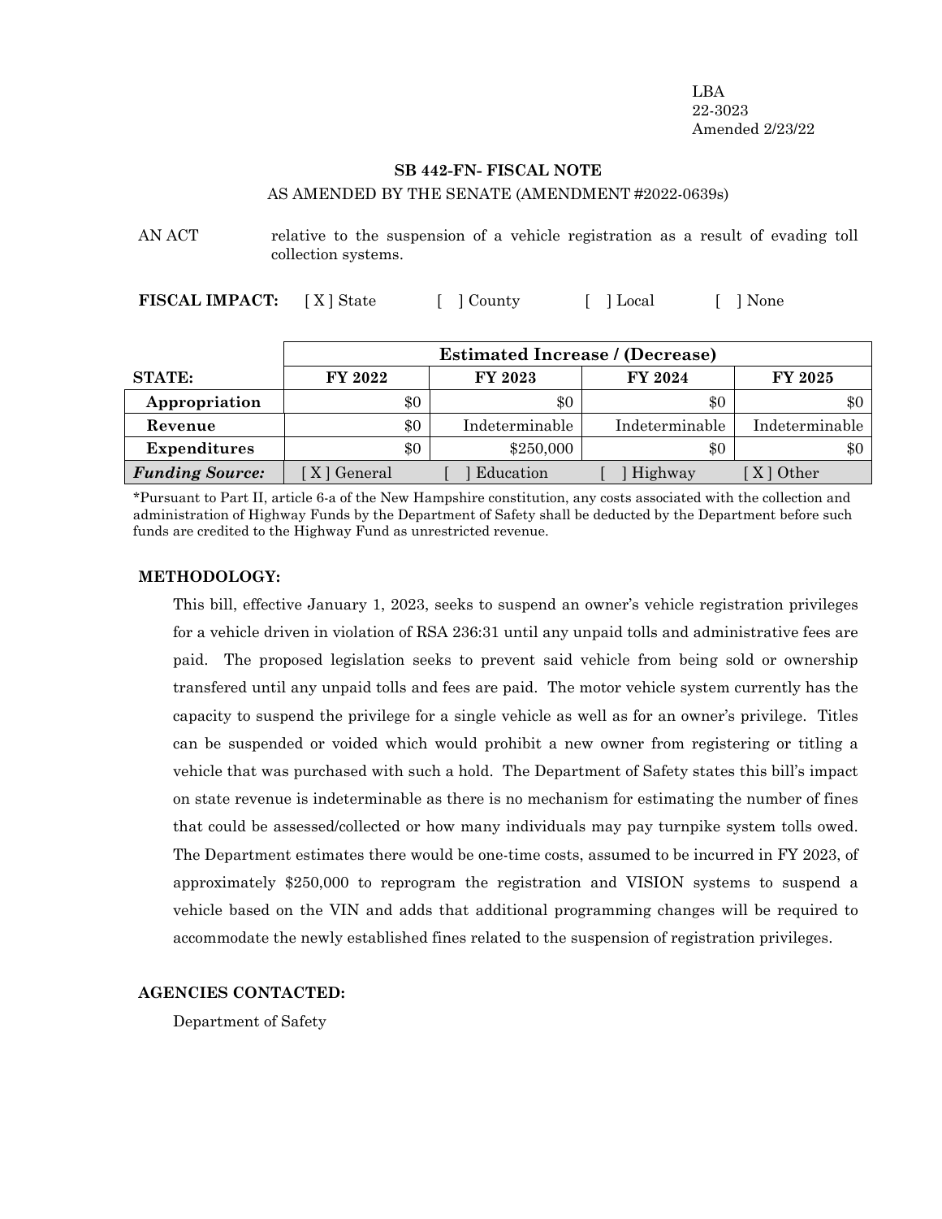LBA
22-3023
Amended 2/23/22

**SB 442-FN- FISCAL NOTE**

AS AMENDED BY THE SENATE (AMENDMENT #2022-0639s)

AN ACT relative to the suspension of a vehicle registration as a result of evading toll collection systems.

**FISCAL IMPACT:** [ X ] State [ ] County [ ] Local [ ] None

| | Estimated Increase / (Decrease) | | | |
|---|---|---|---|---|
| **STATE:** | **FY 2022** | **FY 2023** | **FY 2024** | **FY 2025** |
| **Appropriation** | $0 | $0 | $0 | $0 |
| **Revenue** | $0 | Indeterminable | Indeterminable | Indeterminable |
| **Expenditures** | $0 | $250,000 | $0 | $0 |
| ***Funding Source:*** | [ X ] General | [ ] Education | [ ] Highway | [ X ] Other |

*Pursuant to Part II, article 6-a of the New Hampshire constitution, any costs associated with the collection and administration of Highway Funds by the Department of Safety shall be deducted by the Department before such funds are credited to the Highway Fund as unrestricted revenue.

**METHODOLOGY:**

This bill, effective January 1, 2023, seeks to suspend an owner's vehicle registration privileges for a vehicle driven in violation of RSA 236:31 until any unpaid tolls and administrative fees are paid. The proposed legislation seeks to prevent said vehicle from being sold or ownership transfered until any unpaid tolls and fees are paid. The motor vehicle system currently has the capacity to suspend the privilege for a single vehicle as well as for an owner's privilege. Titles can be suspended or voided which would prohibit a new owner from registering or titling a vehicle that was purchased with such a hold. The Department of Safety states this bill's impact on state revenue is indeterminable as there is no mechanism for estimating the number of fines that could be assessed/collected or how many individuals may pay turnpike system tolls owed. The Department estimates there would be one-time costs, assumed to be incurred in FY 2023, of approximately $250,000 to reprogram the registration and VISION systems to suspend a vehicle based on the VIN and adds that additional programming changes will be required to accommodate the newly established fines related to the suspension of registration privileges.

**AGENCIES CONTACTED:**

Department of Safety